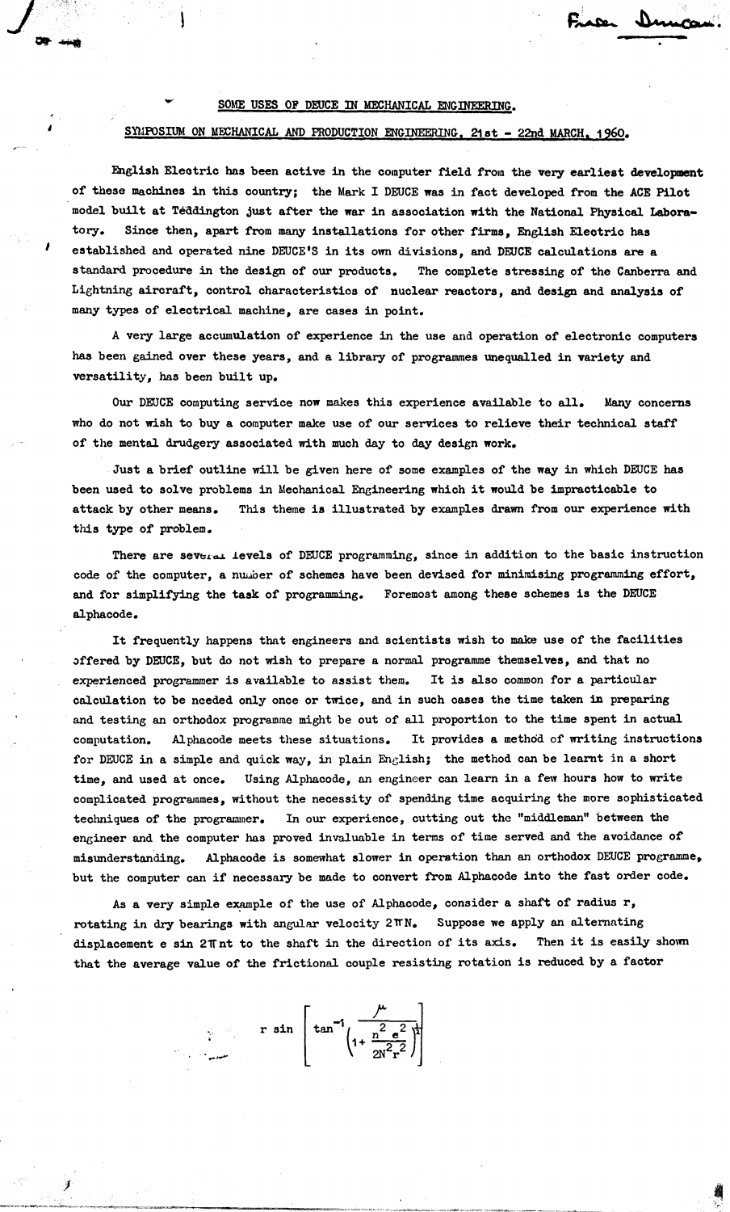Fraser Duncan.

## SOME USES OF DEUCE IN MECHANICAL ENGINEERING.

### SYMPOSIUM ON MECHANICAL AND PRODUCTION ENGINEERING, 21st - 22nd MARCH, 1960.

English Electric has been active in the computer field from the very earliest development of these machines in this country; the Mark I DEUCE was in fact developed from the ACE Pilot model built at Teddington just after the war in association with the National Physical Laboratory. Since then, apart from many installations for other firms, English Electric has established and operated nine DEUCE'S in its own divisions, and DEUCE calculations are a standard procedure in the design of our products. The complete stressing of the Canberra and Lightning aircraft, control characteristics of nuclear reactors, and design and analysis of many types of electrical machine, are cases in point.

A very large accumulation of experience in the use and operation of electronic computers has been gained over these years, and a library of programmes unequalled in variety and versatility, has been built up.

Our DEUCE computing service now makes this experience available to all. Many concerns who do not wish to buy a computer make use of our services to relieve their technical staff of the mental drudgery associated with much day to day design work.

Just a brief outline will be given here of some examples of the way in which DEUCE has been used to solve problems in Mechanical Engineering which it would be impracticable to attack by other means. This theme is illustrated by examples drawn from our experience with this type of problem.

There are several levels of DEUCE programming, since in addition to the basic instruction code of the computer, a number of schemes have been devised for minimising programming effort, and for simplifying the task of programming. Foremost among these schemes is the DEUCE alphacode.

It frequently happens that engineers and scientists wish to make use of the facilities offered by DEUCE, but do not wish to prepare a normal programme themselves, and that no experienced programmer is available to assist them. It is also common for a particular calculation to be needed only once or twice, and in such cases the time taken in preparing and testing an orthodox programme might be out of all proportion to the time spent in actual computation. Alphacode meets these situations. It provides a method of writing instructions for DEUCE in a simple and quick way, in plain English; the method can be learnt in a short time, and used at once. Using Alphacode, an engineer can learn in a few hours how to write complicated programmes, without the necessity of spending time acquiring the more sophisticated techniques of the programmer. In our experience, cutting out the "middleman" between the engineer and the computer has proved invaluable in terms of time served and the avoidance of misunderstanding. Alphacode is somewhat slower in operation than an orthodox DEUCE programme, but the computer can if necessary be made to convert from Alphacode into the fast order code.

As a very simple example of the use of Alphacode, consider a shaft of radius r, rotating in dry bearings with angular velocity $2\pi N$. Suppose we apply an alternating displacement $e \sin 2\pi nt$ to the shaft in the direction of its axis. Then it is easily shown that the average value of the frictional couple resisting rotation is reduced by a factor

$$r \sin \left[ \tan^{-1} \frac{\mu}{\left(1 + \frac{n^2 e^2}{2N^2 r^2}\right)^{\frac{1}{2}}} \right]$$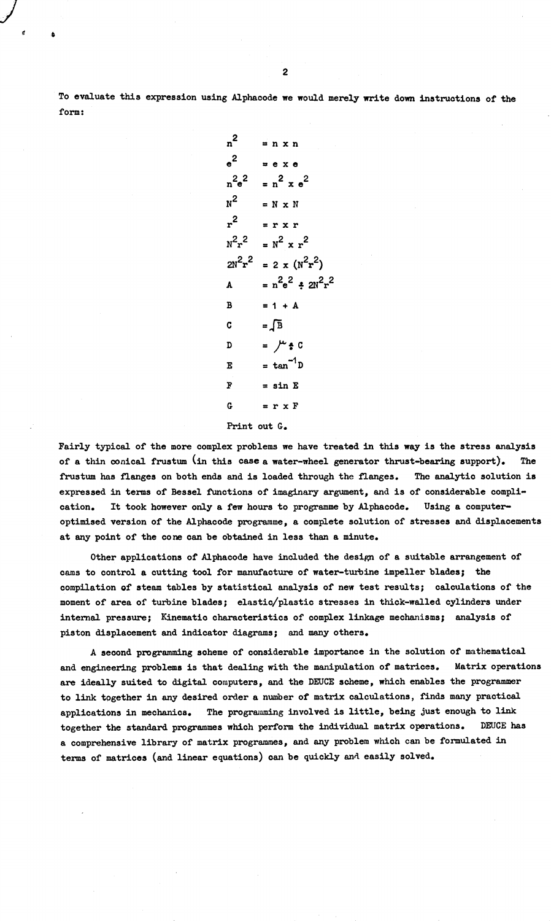To evaluate this expression using Alphacode we would merely write down instructions of the form:

$$
\begin{aligned}
n^2 &= n \times n \\
e^2 &= e \times e \\
n^2e^2 &= n^2 \times e^2 \\
N^2 &= N \times N \\
r^2 &= r \times r \\
N^2r^2 &= N^2 \times r^2 \\
2N^2r^2 &= 2 \times (N^2r^2) \\
A &= n^2e^2 \div 2N^2r^2 \\
B &= 1 + A \\
C &= \sqrt{B} \\
D &= \mu \div C \\
E &= \tan^{-1} D \\
F &= \sin E \\
G &= r \times F
\end{aligned}
$$

Print out G.

Fairly typical of the more complex problems we have treated in this way is the stress analysis of a thin conical frustum (in this case a water-wheel generator thrust-bearing support). The frustum has flanges on both ends and is loaded through the flanges. The analytic solution is expressed in terms of Bessel functions of imaginary argument, and is of considerable complication. It took however only a few hours to programme by Alphacode. Using a computer-optimised version of the Alphacode programme, a complete solution of stresses and displacements at any point of the cone can be obtained in less than a minute.

Other applications of Alphacode have included the design of a suitable arrangement of cams to control a cutting tool for manufacture of water-turbine impeller blades; the compilation of steam tables by statistical analysis of new test results; calculations of the moment of area of turbine blades; elastic/plastic stresses in thick-walled cylinders under internal pressure; Kinematic characteristics of complex linkage mechanisms; analysis of piston displacement and indicator diagrams; and many others.

A second programming scheme of considerable importance in the solution of mathematical and engineering problems is that dealing with the manipulation of matrices. Matrix operations are ideally suited to digital computers, and the DEUCE scheme, which enables the programmer to link together in any desired order a number of matrix calculations, finds many practical applications in mechanics. The programming involved is little, being just enough to link together the standard programmes which perform the individual matrix operations. DEUCE has a comprehensive library of matrix programmes, and any problem which can be formulated in terms of matrices (and linear equations) can be quickly and easily solved.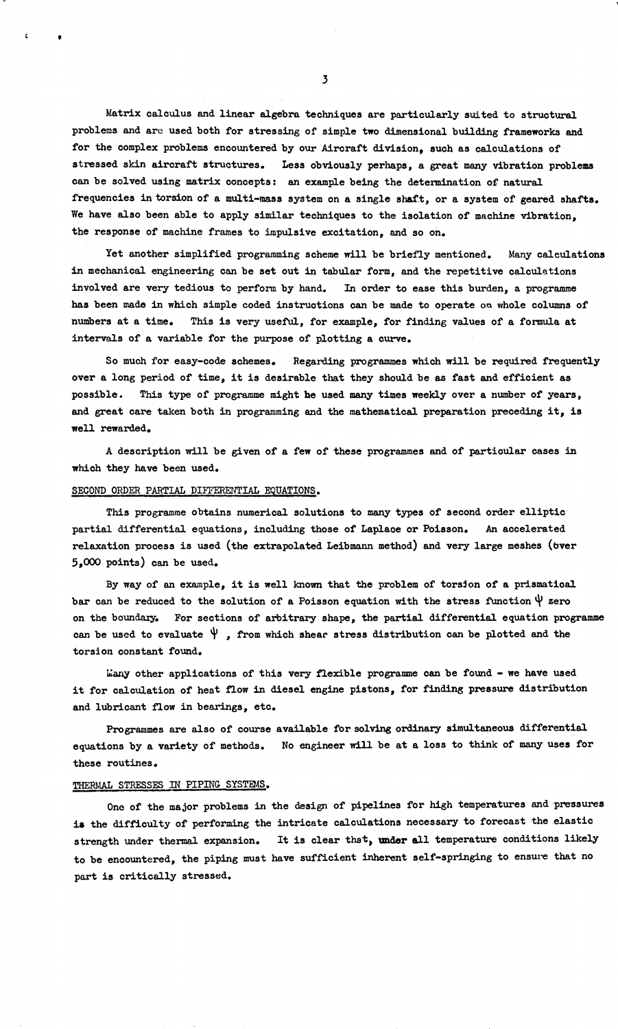Matrix calculus and linear algebra techniques are particularly suited to structural problems and are used both for stressing of simple two dimensional building frameworks and for the complex problems encountered by our Aircraft division, such as calculations of stressed skin aircraft structures. Less obviously perhaps, a great many vibration problems can be solved using matrix concepts: an example being the determination of natural frequencies in torsion of a multi-mass system on a single shaft, or a system of geared shafts. We have also been able to apply similar techniques to the isolation of machine vibration, the response of machine frames to impulsive excitation, and so on.

Yet another simplified programming scheme will be briefly mentioned. Many calculations in mechanical engineering can be set out in tabular form, and the repetitive calculations involved are very tedious to perform by hand. In order to ease this burden, a programme has been made in which simple coded instructions can be made to operate on whole columns of numbers at a time. This is very useful, for example, for finding values of a formula at intervals of a variable for the purpose of plotting a curve.

So much for easy-code schemes. Regarding programmes which will be required frequently over a long period of time, it is desirable that they should be as fast and efficient as possible. This type of programme might be used many times weekly over a number of years, and great care taken both in programming and the mathematical preparation preceding it, is well rewarded.

A description will be given of a few of these programmes and of particular cases in which they have been used.

## SECOND ORDER PARTIAL DIFFERENTIAL EQUATIONS.

This programme obtains numerical solutions to many types of second order elliptic partial differential equations, including those of Laplace or Poisson. An accelerated relaxation process is used (the extrapolated Leibmann method) and very large meshes (over 5,000 points) can be used.

By way of an example, it is well known that the problem of torsion of a prismatical bar can be reduced to the solution of a Poisson equation with the stress function $\psi$ zero on the boundary. For sections of arbitrary shape, the partial differential equation programme can be used to evaluate $\psi$ , from which shear stress distribution can be plotted and the torsion constant found.

Many other applications of this very flexible programme can be found - we have used it for calculation of heat flow in diesel engine pistons, for finding pressure distribution and lubricant flow in bearings, etc.

Programmes are also of course available for solving ordinary simultaneous differential equations by a variety of methods. No engineer will be at a loss to think of many uses for these routines.

## THERMAL STRESSES IN PIPING SYSTEMS.

One of the major problems in the design of pipelines for high temperatures and pressures is the difficulty of performing the intricate calculations necessary to forecast the elastic strength under thermal expansion. It is clear that, under all temperature conditions likely to be encountered, the piping must have sufficient inherent self-springing to ensure that no part is critically stressed.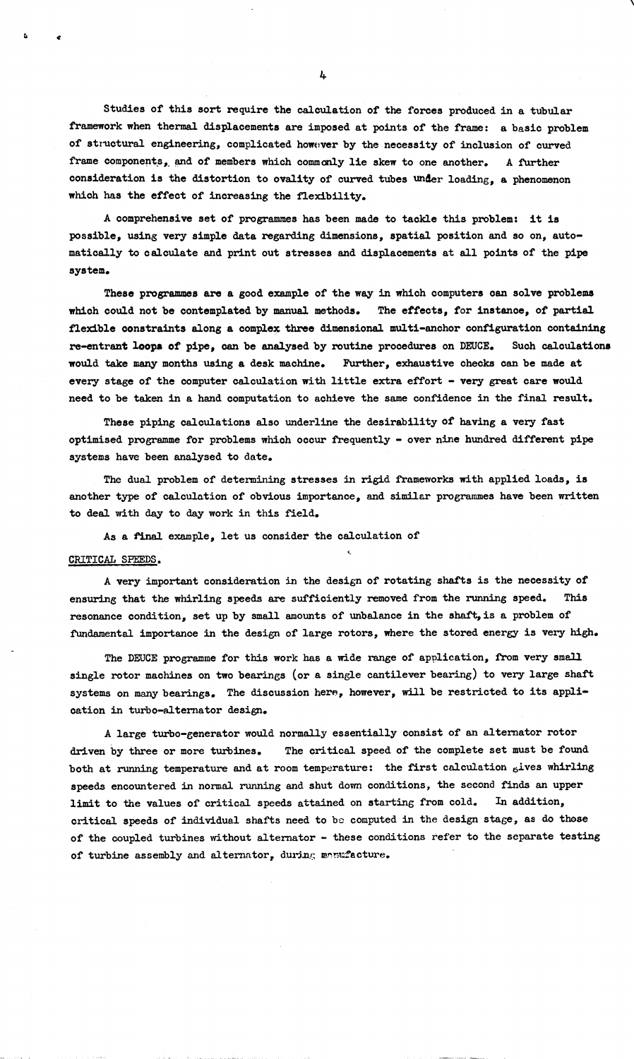Studies of this sort require the calculation of the forces produced in a tubular framework when thermal displacements are imposed at points of the frame: a basic problem of structural engineering, complicated however by the necessity of inclusion of curved frame components, and of members which commonly lie skew to one another. A further consideration is the distortion to ovality of curved tubes under loading, a phenomenon which has the effect of increasing the flexibility.

A comprehensive set of programmes has been made to tackle this problem: it is possible, using very simple data regarding dimensions, spatial position and so on, automatically to calculate and print out stresses and displacements at all points of the pipe system.

These programmes are a good example of the way in which computers can solve problems which could not be contemplated by manual methods. The effects, for instance, of partial flexible constraints along a complex three dimensional multi-anchor configuration containing re-entrant loops of pipe, can be analysed by routine procedures on DEUCE. Such calculations would take many months using a desk machine. Further, exhaustive checks can be made at every stage of the computer calculation with little extra effort - very great care would need to be taken in a hand computation to achieve the same confidence in the final result.

These piping calculations also underline the desirability of having a very fast optimised programme for problems which occur frequently - over nine hundred different pipe systems have been analysed to date.

The dual problem of determining stresses in rigid frameworks with applied loads, is another type of calculation of obvious importance, and similar programmes have been written to deal with day to day work in this field.

As a final example, let us consider the calculation of

## CRITICAL SPEEDS.

A very important consideration in the design of rotating shafts is the necessity of ensuring that the whirling speeds are sufficiently removed from the running speed. This resonance condition, set up by small amounts of unbalance in the shaft, is a problem of fundamental importance in the design of large rotors, where the stored energy is very high.

The DEUCE programme for this work has a wide range of application, from very small single rotor machines on two bearings (or a single cantilever bearing) to very large shaft systems on many bearings. The discussion here, however, will be restricted to its application in turbo-alternator design.

A large turbo-generator would normally essentially consist of an alternator rotor driven by three or more turbines. The critical speed of the complete set must be found both at running temperature and at room temperature: the first calculation gives whirling speeds encountered in normal running and shut down conditions, the second finds an upper limit to the values of critical speeds attained on starting from cold. In addition, critical speeds of individual shafts need to be computed in the design stage, as do those of the coupled turbines without alternator - these conditions refer to the separate testing of turbine assembly and alternator, during manufacture.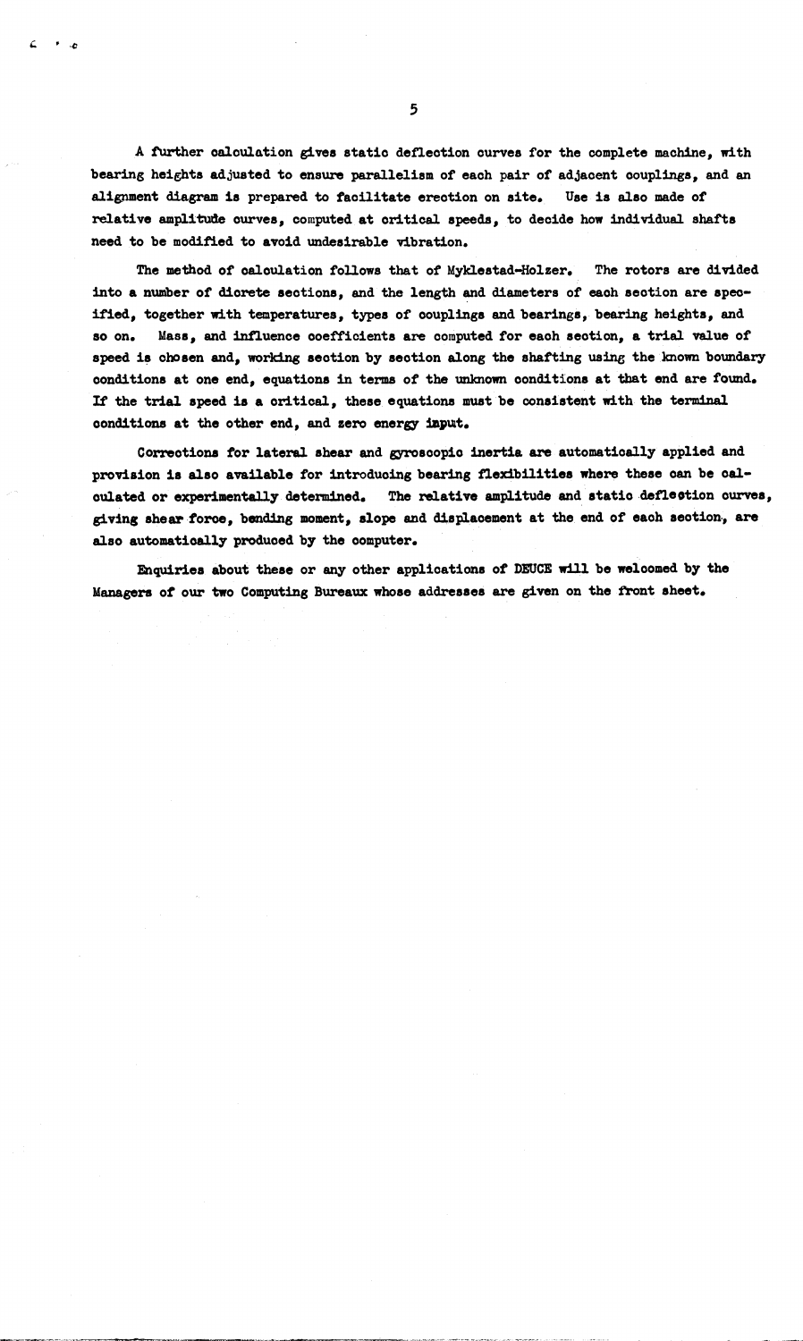A further calculation gives static deflection curves for the complete machine, with bearing heights adjusted to ensure parallelism of each pair of adjacent couplings, and an alignment diagram is prepared to facilitate erection on site. Use is also made of relative amplitude curves, computed at critical speeds, to decide how individual shafts need to be modified to avoid undesirable vibration.

The method of calculation follows that of Myklestad-Holzer. The rotors are divided into a number of dicrete sections, and the length and diameters of each section are specified, together with temperatures, types of couplings and bearings, bearing heights, and so on. Mass, and influence coefficients are computed for each section, a trial value of speed is chosen and, working section by section along the shafting using the known boundary conditions at one end, equations in terms of the unknown conditions at that end are found. If the trial speed is a critical, these equations must be consistent with the terminal conditions at the other end, and zero energy input.

Corrections for lateral shear and gyroscopic inertia are automatically applied and provision is also available for introducing bearing flexibilities where these can be calculated or experimentally determined. The relative amplitude and static deflection curves, giving shear force, bending moment, slope and displacement at the end of each section, are also automatically produced by the computer.

Enquiries about these or any other applications of DEUCE will be welcomed by the Managers of our two Computing Bureaux whose addresses are given on the front sheet.